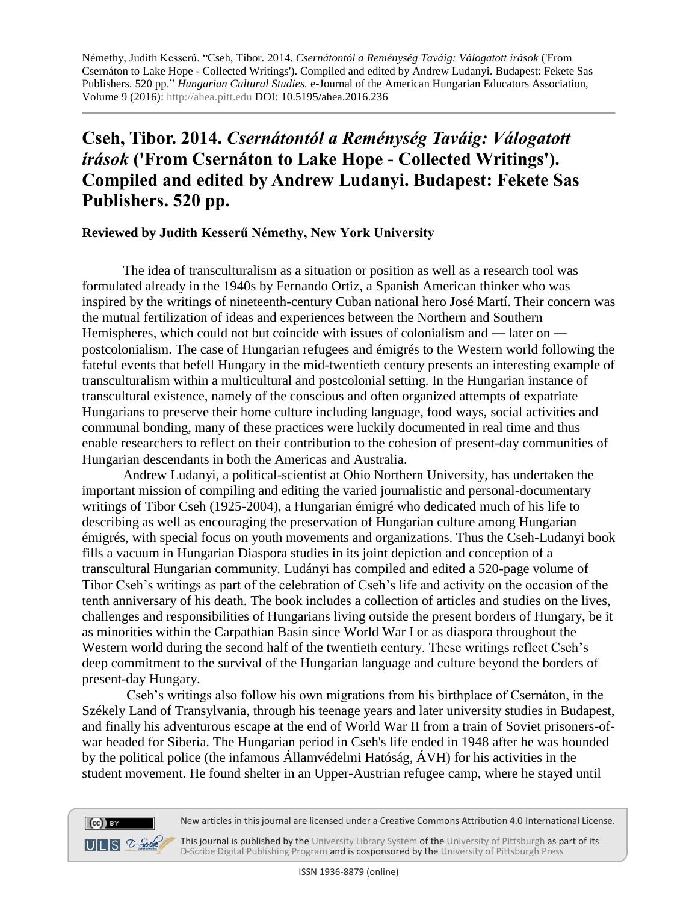Némethy, Judith Kesserű. "Cseh, Tibor. 2014. *Csernátontól a Reménység Taváig: Válogatott írások* ('From Csernáton to Lake Hope - Collected Writings'). Compiled and edited by Andrew Ludanyi. Budapest: Fekete Sas Publishers. 520 pp." *Hungarian Cultural Studies.* e-Journal of the American Hungarian Educators Association, Volume 9 (2016): http://ahea.pitt.edu DOI: 10.5195/ahea.2016.236

# Cseh, Tibor. 2014. *Csernátontól a Reménység Taváig: Válogatott írások* ('From Csernáton to Lake Hope - Collected Writings'). Compiled and edited by Andrew Ludanyi. Budapest: Fekete Sas Publishers. 520 pp.

**Reviewed by Judith Kesserű Némethy, New York University**

The idea of transculturalism as a situation or position as well as a research tool was formulated already in the 1940s by Fernando Ortiz, a Spanish American thinker who was inspired by the writings of nineteenth-century Cuban national hero José Martí. Their concern was the mutual fertilization of ideas and experiences between the Northern and Southern Hemispheres, which could not but coincide with issues of colonialism and — later on — postcolonialism. The case of Hungarian refugees and émigrés to the Western world following the fateful events that befell Hungary in the mid-twentieth century presents an interesting example of transculturalism within a multicultural and postcolonial setting. In the Hungarian instance of transcultural existence, namely of the conscious and often organized attempts of expatriate Hungarians to preserve their home culture including language, food ways, social activities and communal bonding, many of these practices were luckily documented in real time and thus enable researchers to reflect on their contribution to the cohesion of present-day communities of Hungarian descendants in both the Americas and Australia.

Andrew Ludanyi, a political-scientist at Ohio Northern University, has undertaken the important mission of compiling and editing the varied journalistic and personal-documentary writings of Tibor Cseh (1925-2004), a Hungarian émigré who dedicated much of his life to describing as well as encouraging the preservation of Hungarian culture among Hungarian émigrés, with special focus on youth movements and organizations. Thus the Cseh-Ludanyi book fills a vacuum in Hungarian Diaspora studies in its joint depiction and conception of a transcultural Hungarian community. Ludányi has compiled and edited a 520-page volume of Tibor Cseh's writings as part of the celebration of Cseh's life and activity on the occasion of the tenth anniversary of his death. The book includes a collection of articles and studies on the lives, challenges and responsibilities of Hungarians living outside the present borders of Hungary, be it as minorities within the Carpathian Basin since World War I or as diaspora throughout the Western world during the second half of the twentieth century. These writings reflect Cseh's deep commitment to the survival of the Hungarian language and culture beyond the borders of present-day Hungary.

Cseh's writings also follow his own migrations from his birthplace of Csernáton, in the Székely Land of Transylvania, through his teenage years and later university studies in Budapest, and finally his adventurous escape at the end of World War II from a train of Soviet prisoners-of-war headed for Siberia. The Hungarian period in Cseh's life ended in 1948 after he was hounded by the political police (the infamous Államvédelmi Hatóság, ÁVH) for his activities in the student movement. He found shelter in an Upper-Austrian refugee camp, where he stayed until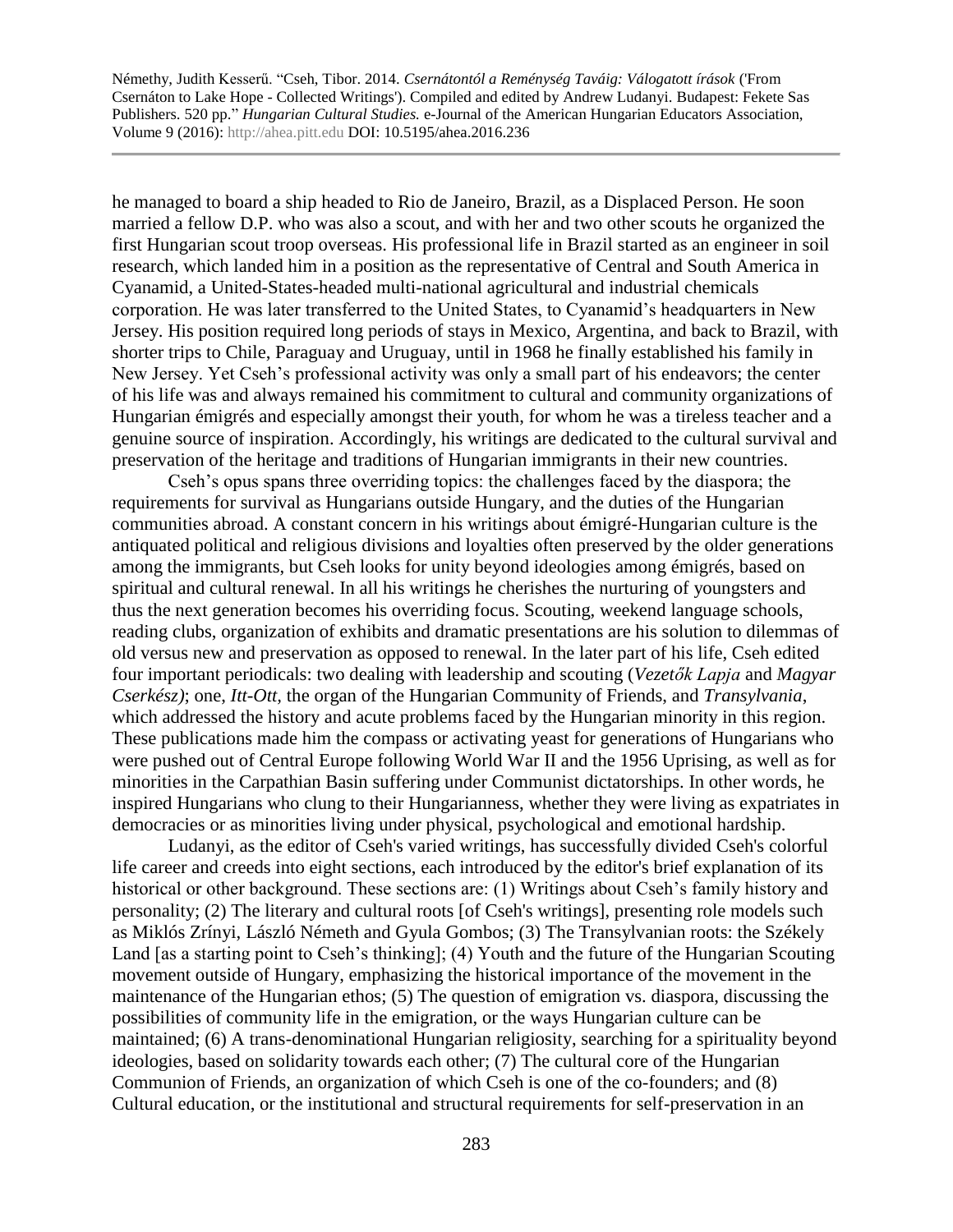he managed to board a ship headed to Rio de Janeiro, Brazil, as a Displaced Person. He soon married a fellow D.P. who was also a scout, and with her and two other scouts he organized the first Hungarian scout troop overseas. His professional life in Brazil started as an engineer in soil research, which landed him in a position as the representative of Central and South America in Cyanamid, a United-States-headed multi-national agricultural and industrial chemicals corporation. He was later transferred to the United States, to Cyanamid's headquarters in New Jersey. His position required long periods of stays in Mexico, Argentina, and back to Brazil, with shorter trips to Chile, Paraguay and Uruguay, until in 1968 he finally established his family in New Jersey. Yet Cseh's professional activity was only a small part of his endeavors; the center of his life was and always remained his commitment to cultural and community organizations of Hungarian émigrés and especially amongst their youth, for whom he was a tireless teacher and a genuine source of inspiration. Accordingly, his writings are dedicated to the cultural survival and preservation of the heritage and traditions of Hungarian immigrants in their new countries.

Cseh's opus spans three overriding topics: the challenges faced by the diaspora; the requirements for survival as Hungarians outside Hungary, and the duties of the Hungarian communities abroad. A constant concern in his writings about émigré-Hungarian culture is the antiquated political and religious divisions and loyalties often preserved by the older generations among the immigrants, but Cseh looks for unity beyond ideologies among émigrés, based on spiritual and cultural renewal. In all his writings he cherishes the nurturing of youngsters and thus the next generation becomes his overriding focus. Scouting, weekend language schools, reading clubs, organization of exhibits and dramatic presentations are his solution to dilemmas of old versus new and preservation as opposed to renewal. In the later part of his life, Cseh edited four important periodicals: two dealing with leadership and scouting (*Vezetők Lapja* and *Magyar Cserkész)*; one, *Itt-Ott*, the organ of the Hungarian Community of Friends, and *Transylvania*, which addressed the history and acute problems faced by the Hungarian minority in this region. These publications made him the compass or activating yeast for generations of Hungarians who were pushed out of Central Europe following World War II and the 1956 Uprising, as well as for minorities in the Carpathian Basin suffering under Communist dictatorships. In other words, he inspired Hungarians who clung to their Hungarianness, whether they were living as expatriates in democracies or as minorities living under physical, psychological and emotional hardship.

Ludanyi, as the editor of Cseh's varied writings, has successfully divided Cseh's colorful life career and creeds into eight sections, each introduced by the editor's brief explanation of its historical or other background. These sections are: (1) Writings about Cseh's family history and personality; (2) The literary and cultural roots [of Cseh's writings], presenting role models such as Miklós Zrínyi, László Németh and Gyula Gombos; (3) The Transylvanian roots: the Székely Land [as a starting point to Cseh's thinking]; (4) Youth and the future of the Hungarian Scouting movement outside of Hungary, emphasizing the historical importance of the movement in the maintenance of the Hungarian ethos; (5) The question of emigration vs. diaspora, discussing the possibilities of community life in the emigration, or the ways Hungarian culture can be maintained; (6) A trans-denominational Hungarian religiosity, searching for a spirituality beyond ideologies, based on solidarity towards each other; (7) The cultural core of the Hungarian Communion of Friends, an organization of which Cseh is one of the co-founders; and (8) Cultural education, or the institutional and structural requirements for self-preservation in an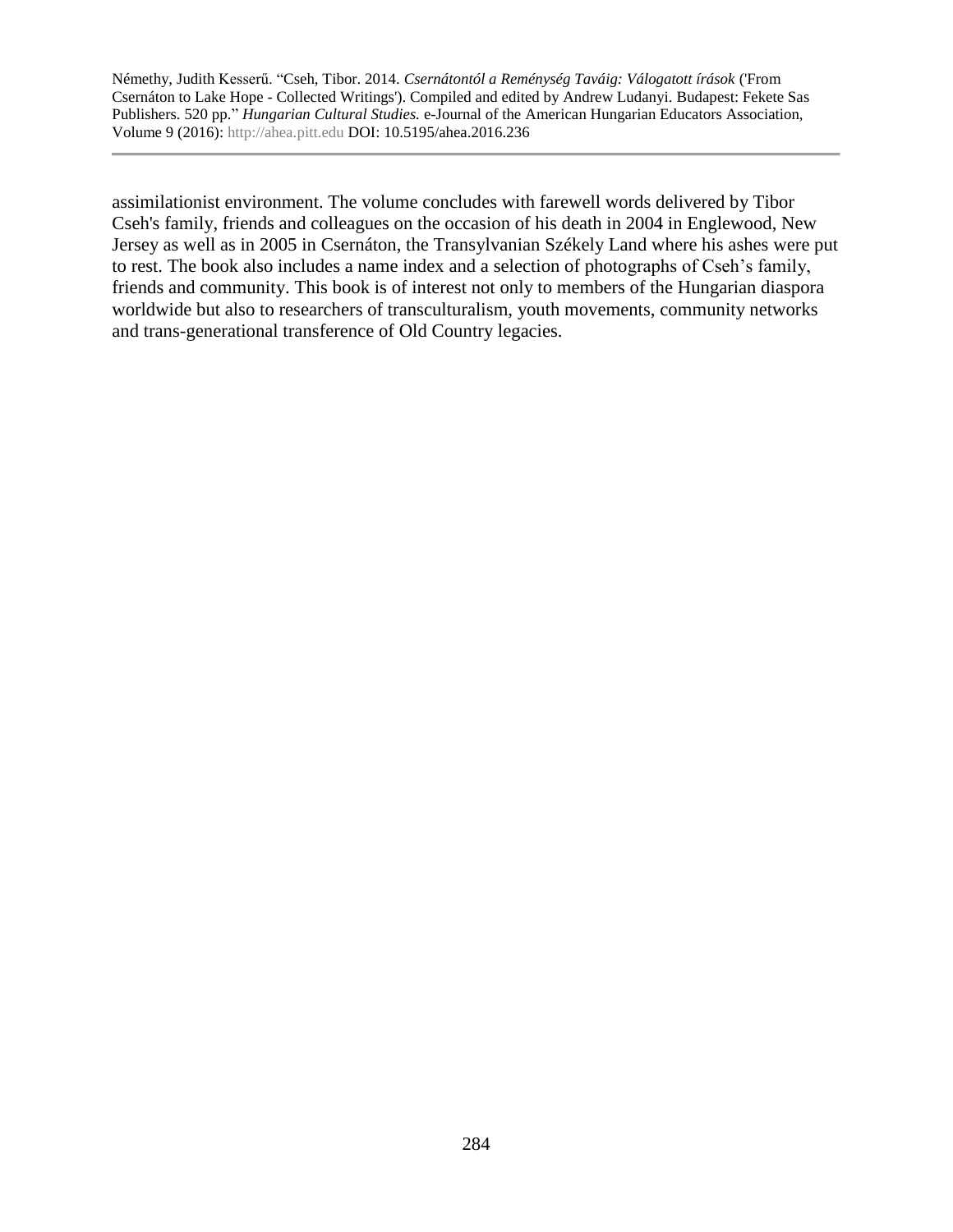assimilationist environment. The volume concludes with farewell words delivered by Tibor Cseh's family, friends and colleagues on the occasion of his death in 2004 in Englewood, New Jersey as well as in 2005 in Csernáton, the Transylvanian Székely Land where his ashes were put to rest. The book also includes a name index and a selection of photographs of Cseh's family, friends and community. This book is of interest not only to members of the Hungarian diaspora worldwide but also to researchers of transculturalism, youth movements, community networks and trans-generational transference of Old Country legacies.